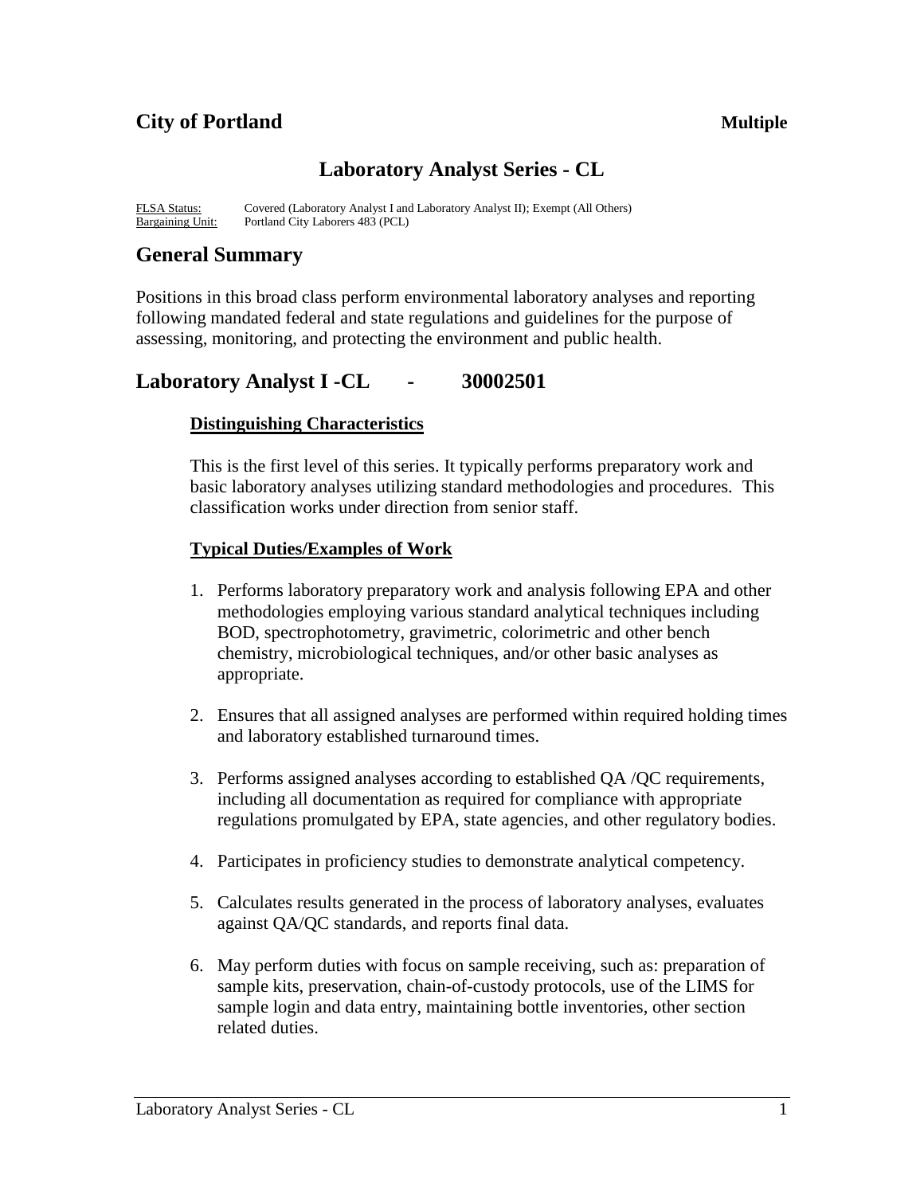**City of Portland** **Multiple**

# Laboratory Analyst Series - CL

FLSA Status: Covered (Laboratory Analyst I and Laboratory Analyst II); Exempt (All Others)
Bargaining Unit: Portland City Laborers 483 (PCL)

## General Summary

Positions in this broad class perform environmental laboratory analyses and reporting following mandated federal and state regulations and guidelines for the purpose of assessing, monitoring, and protecting the environment and public health.

## Laboratory Analyst I -CL - 30002501

### Distinguishing Characteristics

This is the first level of this series. It typically performs preparatory work and basic laboratory analyses utilizing standard methodologies and procedures. This classification works under direction from senior staff.

### Typical Duties/Examples of Work

1. Performs laboratory preparatory work and analysis following EPA and other methodologies employing various standard analytical techniques including BOD, spectrophotometry, gravimetric, colorimetric and other bench chemistry, microbiological techniques, and/or other basic analyses as appropriate.

2. Ensures that all assigned analyses are performed within required holding times and laboratory established turnaround times.

3. Performs assigned analyses according to established QA /QC requirements, including all documentation as required for compliance with appropriate regulations promulgated by EPA, state agencies, and other regulatory bodies.

4. Participates in proficiency studies to demonstrate analytical competency.

5. Calculates results generated in the process of laboratory analyses, evaluates against QA/QC standards, and reports final data.

6. May perform duties with focus on sample receiving, such as: preparation of sample kits, preservation, chain-of-custody protocols, use of the LIMS for sample login and data entry, maintaining bottle inventories, other section related duties.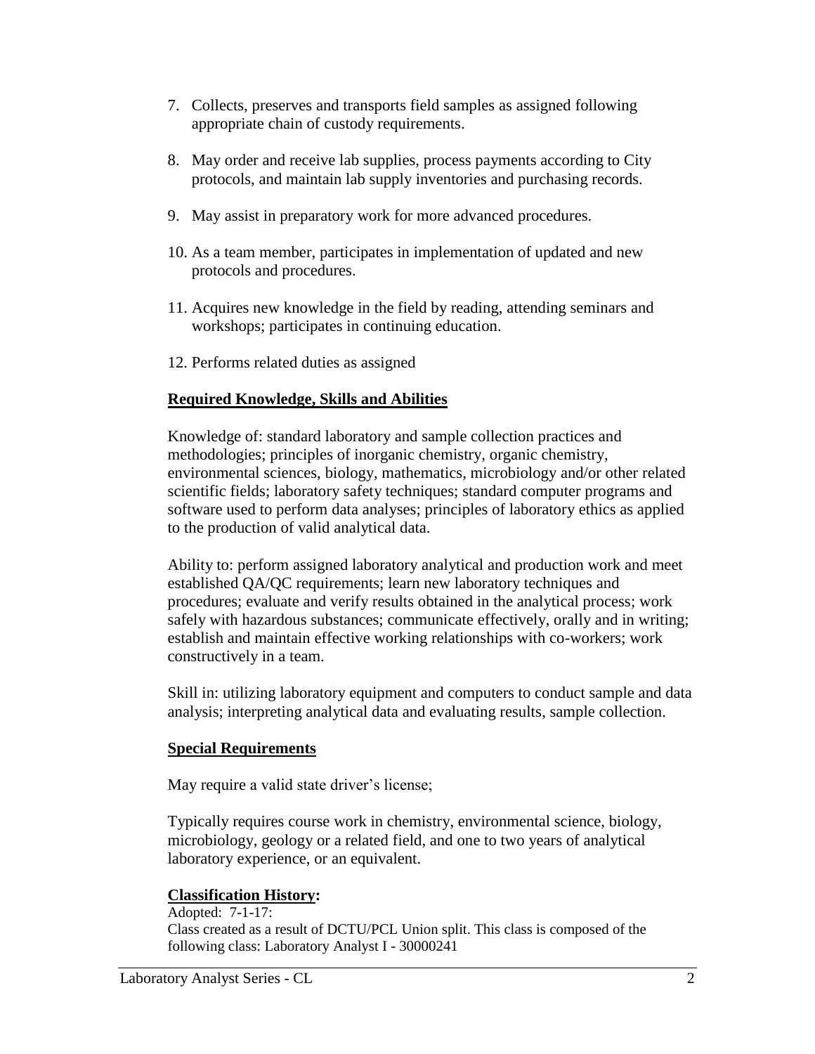7. Collects, preserves and transports field samples as assigned following appropriate chain of custody requirements.

8. May order and receive lab supplies, process payments according to City protocols, and maintain lab supply inventories and purchasing records.

9. May assist in preparatory work for more advanced procedures.

10. As a team member, participates in implementation of updated and new protocols and procedures.

11. Acquires new knowledge in the field by reading, attending seminars and workshops; participates in continuing education.

12. Performs related duties as assigned

## Required Knowledge, Skills and Abilities

Knowledge of: standard laboratory and sample collection practices and methodologies; principles of inorganic chemistry, organic chemistry, environmental sciences, biology, mathematics, microbiology and/or other related scientific fields; laboratory safety techniques; standard computer programs and software used to perform data analyses; principles of laboratory ethics as applied to the production of valid analytical data.

Ability to: perform assigned laboratory analytical and production work and meet established QA/QC requirements; learn new laboratory techniques and procedures; evaluate and verify results obtained in the analytical process; work safely with hazardous substances; communicate effectively, orally and in writing; establish and maintain effective working relationships with co-workers; work constructively in a team.

Skill in: utilizing laboratory equipment and computers to conduct sample and data analysis; interpreting analytical data and evaluating results, sample collection.

## Special Requirements

May require a valid state driver's license;

Typically requires course work in chemistry, environmental science, biology, microbiology, geology or a related field, and one to two years of analytical laboratory experience, or an equivalent.

## Classification History:

Adopted: 7-1-17:
Class created as a result of DCTU/PCL Union split. This class is composed of the following class: Laboratory Analyst I - 30000241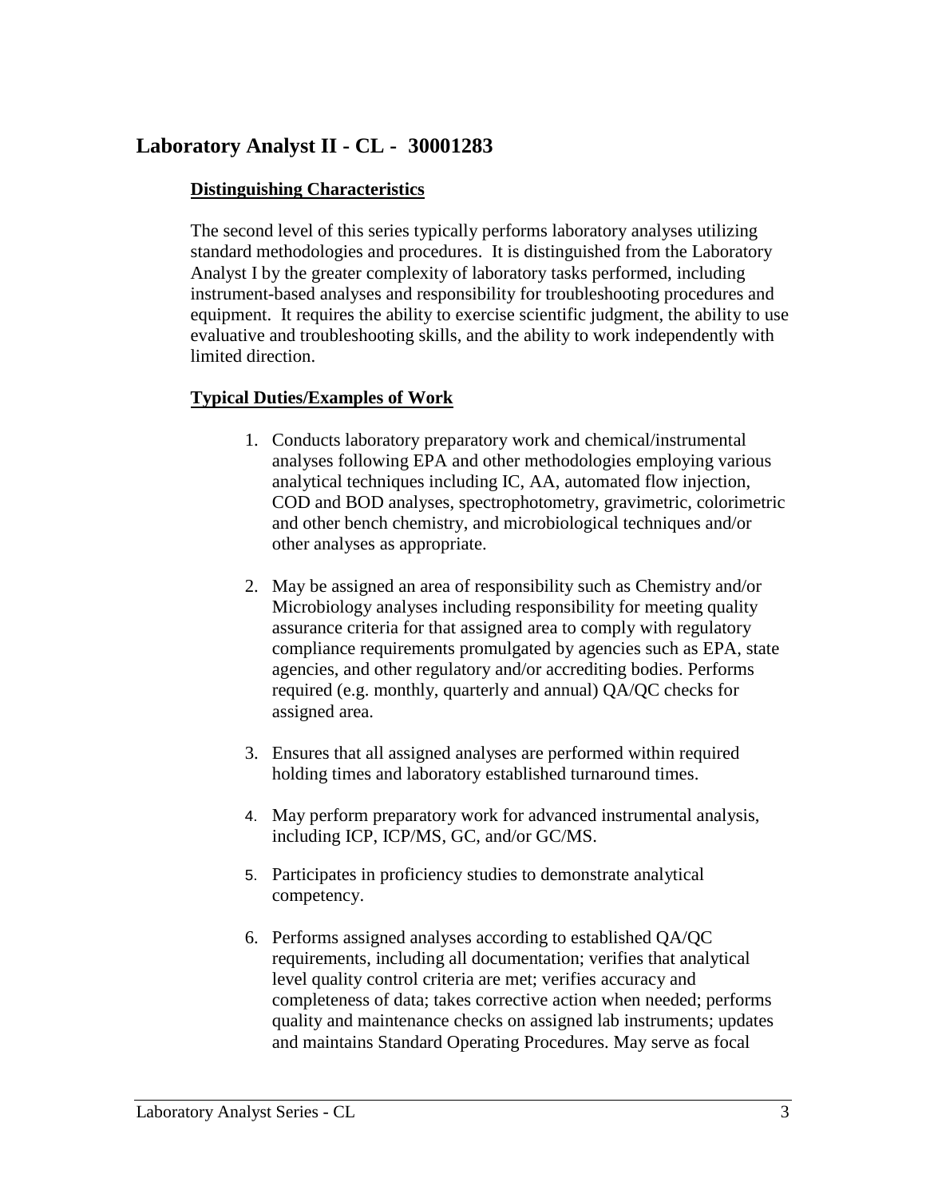## Laboratory Analyst II - CL - 30001283

### Distinguishing Characteristics

The second level of this series typically performs laboratory analyses utilizing standard methodologies and procedures. It is distinguished from the Laboratory Analyst I by the greater complexity of laboratory tasks performed, including instrument-based analyses and responsibility for troubleshooting procedures and equipment. It requires the ability to exercise scientific judgment, the ability to use evaluative and troubleshooting skills, and the ability to work independently with limited direction.

### Typical Duties/Examples of Work

1. Conducts laboratory preparatory work and chemical/instrumental analyses following EPA and other methodologies employing various analytical techniques including IC, AA, automated flow injection, COD and BOD analyses, spectrophotometry, gravimetric, colorimetric and other bench chemistry, and microbiological techniques and/or other analyses as appropriate.

2. May be assigned an area of responsibility such as Chemistry and/or Microbiology analyses including responsibility for meeting quality assurance criteria for that assigned area to comply with regulatory compliance requirements promulgated by agencies such as EPA, state agencies, and other regulatory and/or accrediting bodies. Performs required (e.g. monthly, quarterly and annual) QA/QC checks for assigned area.

3. Ensures that all assigned analyses are performed within required holding times and laboratory established turnaround times.

4. May perform preparatory work for advanced instrumental analysis, including ICP, ICP/MS, GC, and/or GC/MS.

5. Participates in proficiency studies to demonstrate analytical competency.

6. Performs assigned analyses according to established QA/QC requirements, including all documentation; verifies that analytical level quality control criteria are met; verifies accuracy and completeness of data; takes corrective action when needed; performs quality and maintenance checks on assigned lab instruments; updates and maintains Standard Operating Procedures. May serve as focal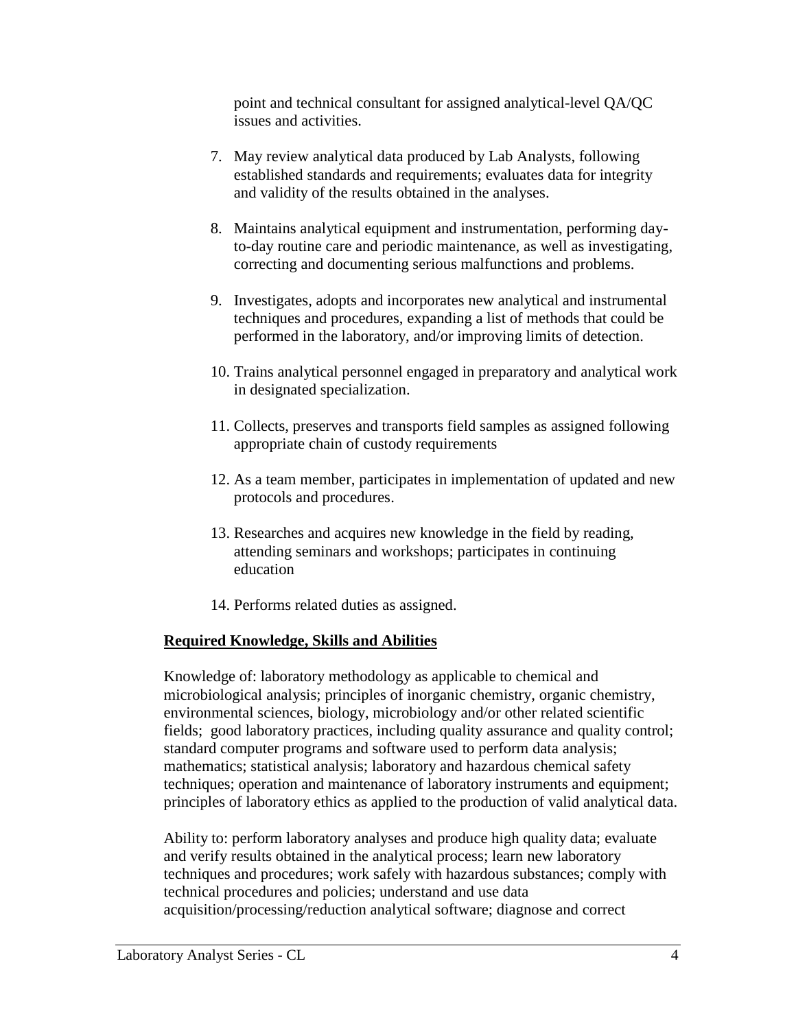point and technical consultant for assigned analytical-level QA/QC issues and activities.

7. May review analytical data produced by Lab Analysts, following established standards and requirements; evaluates data for integrity and validity of the results obtained in the analyses.

8. Maintains analytical equipment and instrumentation, performing day-to-day routine care and periodic maintenance, as well as investigating, correcting and documenting serious malfunctions and problems.

9. Investigates, adopts and incorporates new analytical and instrumental techniques and procedures, expanding a list of methods that could be performed in the laboratory, and/or improving limits of detection.

10. Trains analytical personnel engaged in preparatory and analytical work in designated specialization.

11. Collects, preserves and transports field samples as assigned following appropriate chain of custody requirements

12. As a team member, participates in implementation of updated and new protocols and procedures.

13. Researches and acquires new knowledge in the field by reading, attending seminars and workshops; participates in continuing education

14. Performs related duties as assigned.

**Required Knowledge, Skills and Abilities**

Knowledge of: laboratory methodology as applicable to chemical and microbiological analysis; principles of inorganic chemistry, organic chemistry, environmental sciences, biology, microbiology and/or other related scientific fields; good laboratory practices, including quality assurance and quality control; standard computer programs and software used to perform data analysis; mathematics; statistical analysis; laboratory and hazardous chemical safety techniques; operation and maintenance of laboratory instruments and equipment; principles of laboratory ethics as applied to the production of valid analytical data.

Ability to: perform laboratory analyses and produce high quality data; evaluate and verify results obtained in the analytical process; learn new laboratory techniques and procedures; work safely with hazardous substances; comply with technical procedures and policies; understand and use data acquisition/processing/reduction analytical software; diagnose and correct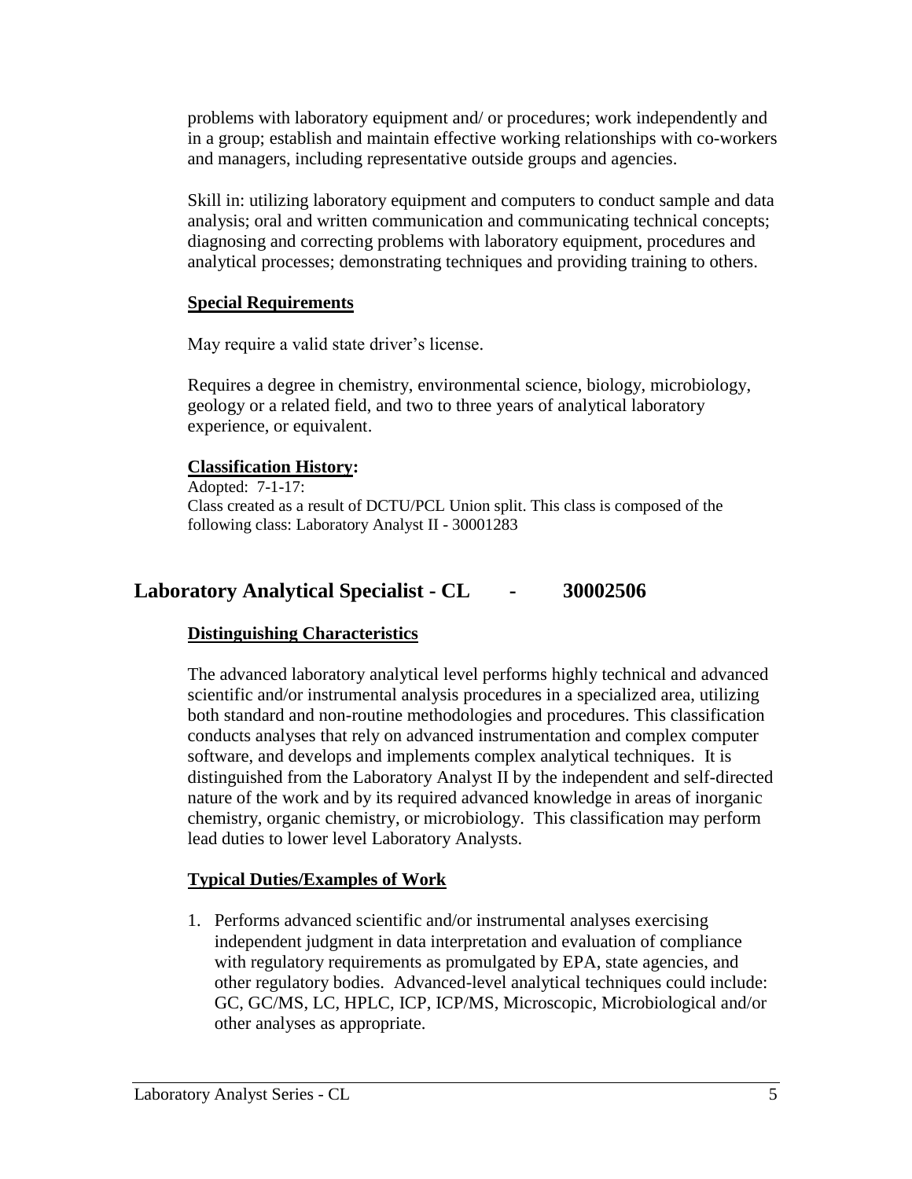problems with laboratory equipment and/ or procedures; work independently and in a group; establish and maintain effective working relationships with co-workers and managers, including representative outside groups and agencies.

Skill in: utilizing laboratory equipment and computers to conduct sample and data analysis; oral and written communication and communicating technical concepts; diagnosing and correcting problems with laboratory equipment, procedures and analytical processes; demonstrating techniques and providing training to others.

**Special Requirements**

May require a valid state driver's license.

Requires a degree in chemistry, environmental science, biology, microbiology, geology or a related field, and two to three years of analytical laboratory experience, or equivalent.

**Classification History:**

Adopted: 7-1-17:
Class created as a result of DCTU/PCL Union split. This class is composed of the following class: Laboratory Analyst II - 30001283

## Laboratory Analytical Specialist - CL - 30002506

**Distinguishing Characteristics**

The advanced laboratory analytical level performs highly technical and advanced scientific and/or instrumental analysis procedures in a specialized area, utilizing both standard and non-routine methodologies and procedures. This classification conducts analyses that rely on advanced instrumentation and complex computer software, and develops and implements complex analytical techniques. It is distinguished from the Laboratory Analyst II by the independent and self-directed nature of the work and by its required advanced knowledge in areas of inorganic chemistry, organic chemistry, or microbiology. This classification may perform lead duties to lower level Laboratory Analysts.

**Typical Duties/Examples of Work**

1. Performs advanced scientific and/or instrumental analyses exercising independent judgment in data interpretation and evaluation of compliance with regulatory requirements as promulgated by EPA, state agencies, and other regulatory bodies. Advanced-level analytical techniques could include: GC, GC/MS, LC, HPLC, ICP, ICP/MS, Microscopic, Microbiological and/or other analyses as appropriate.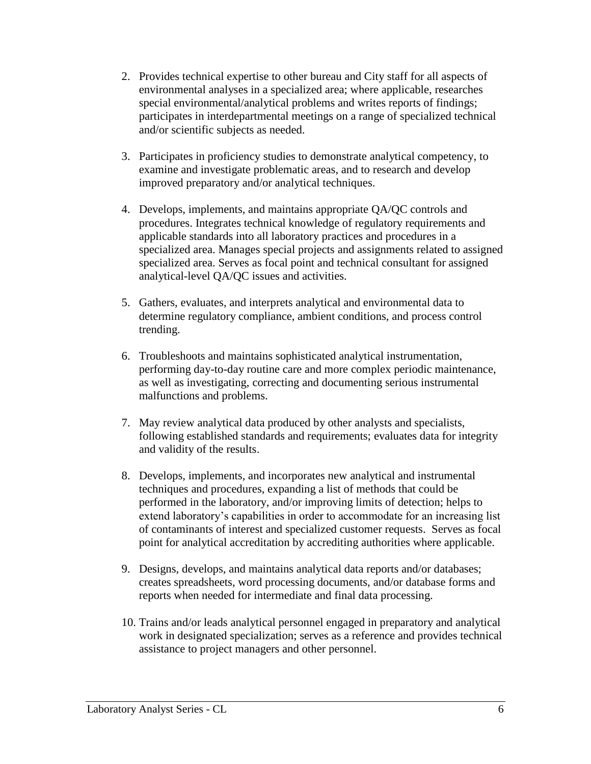2. Provides technical expertise to other bureau and City staff for all aspects of environmental analyses in a specialized area; where applicable, researches special environmental/analytical problems and writes reports of findings; participates in interdepartmental meetings on a range of specialized technical and/or scientific subjects as needed.

3. Participates in proficiency studies to demonstrate analytical competency, to examine and investigate problematic areas, and to research and develop improved preparatory and/or analytical techniques.

4. Develops, implements, and maintains appropriate QA/QC controls and procedures. Integrates technical knowledge of regulatory requirements and applicable standards into all laboratory practices and procedures in a specialized area. Manages special projects and assignments related to assigned specialized area. Serves as focal point and technical consultant for assigned analytical-level QA/QC issues and activities.

5. Gathers, evaluates, and interprets analytical and environmental data to determine regulatory compliance, ambient conditions, and process control trending.

6. Troubleshoots and maintains sophisticated analytical instrumentation, performing day-to-day routine care and more complex periodic maintenance, as well as investigating, correcting and documenting serious instrumental malfunctions and problems.

7. May review analytical data produced by other analysts and specialists, following established standards and requirements; evaluates data for integrity and validity of the results.

8. Develops, implements, and incorporates new analytical and instrumental techniques and procedures, expanding a list of methods that could be performed in the laboratory, and/or improving limits of detection; helps to extend laboratory's capabilities in order to accommodate for an increasing list of contaminants of interest and specialized customer requests. Serves as focal point for analytical accreditation by accrediting authorities where applicable.

9. Designs, develops, and maintains analytical data reports and/or databases; creates spreadsheets, word processing documents, and/or database forms and reports when needed for intermediate and final data processing.

10. Trains and/or leads analytical personnel engaged in preparatory and analytical work in designated specialization; serves as a reference and provides technical assistance to project managers and other personnel.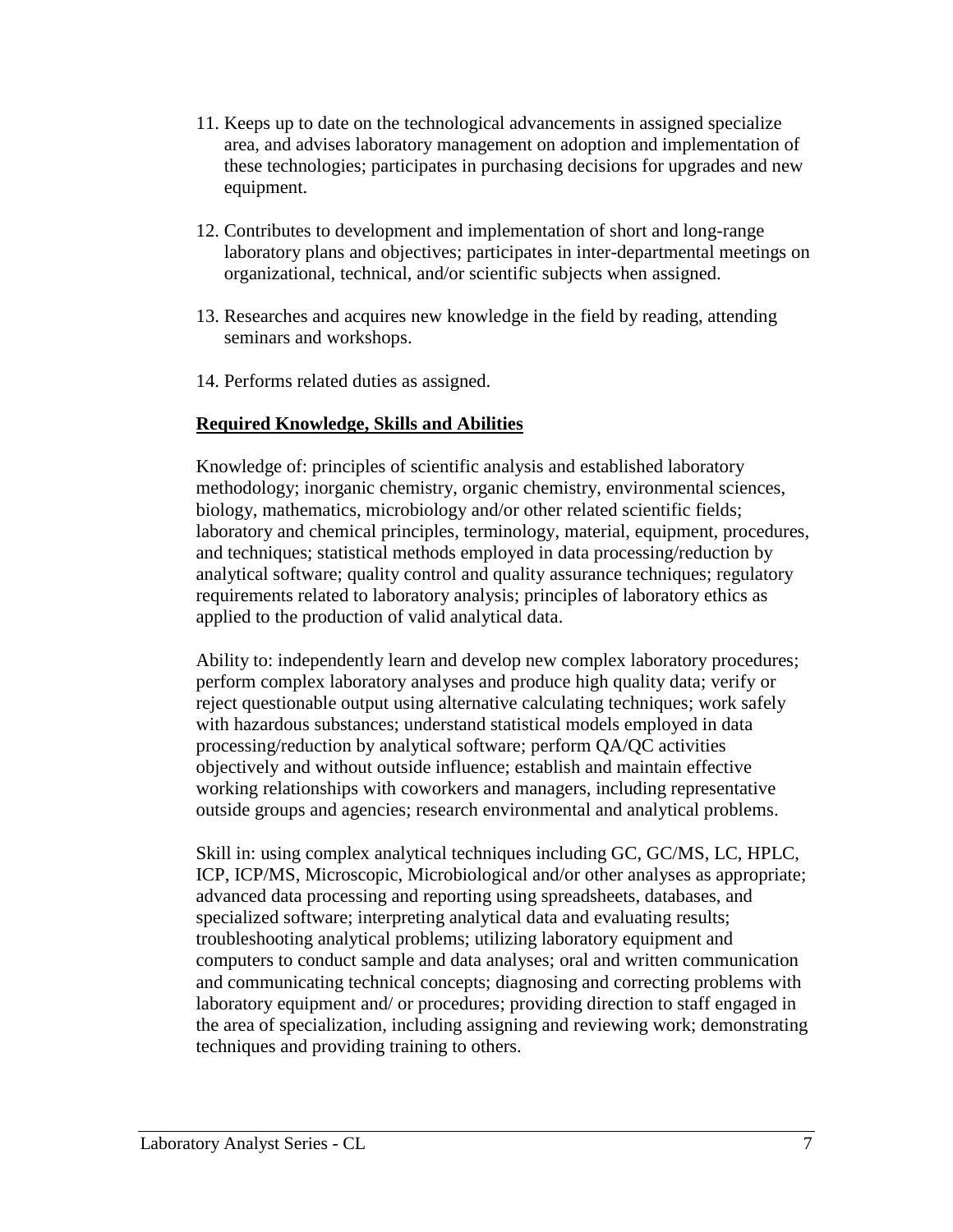11. Keeps up to date on the technological advancements in assigned specialize area, and advises laboratory management on adoption and implementation of these technologies; participates in purchasing decisions for upgrades and new equipment.

12. Contributes to development and implementation of short and long-range laboratory plans and objectives; participates in inter-departmental meetings on organizational, technical, and/or scientific subjects when assigned.

13. Researches and acquires new knowledge in the field by reading, attending seminars and workshops.

14. Performs related duties as assigned.

**Required Knowledge, Skills and Abilities**

Knowledge of: principles of scientific analysis and established laboratory methodology; inorganic chemistry, organic chemistry, environmental sciences, biology, mathematics, microbiology and/or other related scientific fields; laboratory and chemical principles, terminology, material, equipment, procedures, and techniques; statistical methods employed in data processing/reduction by analytical software; quality control and quality assurance techniques; regulatory requirements related to laboratory analysis; principles of laboratory ethics as applied to the production of valid analytical data.

Ability to: independently learn and develop new complex laboratory procedures; perform complex laboratory analyses and produce high quality data; verify or reject questionable output using alternative calculating techniques; work safely with hazardous substances; understand statistical models employed in data processing/reduction by analytical software; perform QA/QC activities objectively and without outside influence; establish and maintain effective working relationships with coworkers and managers, including representative outside groups and agencies; research environmental and analytical problems.

Skill in: using complex analytical techniques including GC, GC/MS, LC, HPLC, ICP, ICP/MS, Microscopic, Microbiological and/or other analyses as appropriate; advanced data processing and reporting using spreadsheets, databases, and specialized software; interpreting analytical data and evaluating results; troubleshooting analytical problems; utilizing laboratory equipment and computers to conduct sample and data analyses; oral and written communication and communicating technical concepts; diagnosing and correcting problems with laboratory equipment and/ or procedures; providing direction to staff engaged in the area of specialization, including assigning and reviewing work; demonstrating techniques and providing training to others.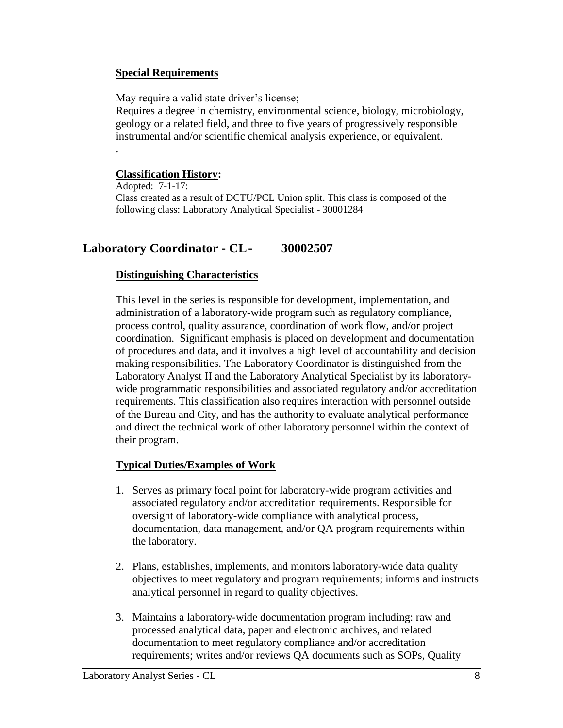**Special Requirements**

May require a valid state driver's license;
Requires a degree in chemistry, environmental science, biology, microbiology, geology or a related field, and three to five years of progressively responsible instrumental and/or scientific chemical analysis experience, or equivalent.
.

**Classification History:**

Adopted: 7-1-17:
Class created as a result of DCTU/PCL Union split. This class is composed of the following class: Laboratory Analytical Specialist - 30001284

## Laboratory Coordinator - CL- 30002507

**Distinguishing Characteristics**

This level in the series is responsible for development, implementation, and administration of a laboratory-wide program such as regulatory compliance, process control, quality assurance, coordination of work flow, and/or project coordination. Significant emphasis is placed on development and documentation of procedures and data, and it involves a high level of accountability and decision making responsibilities. The Laboratory Coordinator is distinguished from the Laboratory Analyst II and the Laboratory Analytical Specialist by its laboratory-wide programmatic responsibilities and associated regulatory and/or accreditation requirements. This classification also requires interaction with personnel outside of the Bureau and City, and has the authority to evaluate analytical performance and direct the technical work of other laboratory personnel within the context of their program.

**Typical Duties/Examples of Work**

1. Serves as primary focal point for laboratory-wide program activities and associated regulatory and/or accreditation requirements. Responsible for oversight of laboratory-wide compliance with analytical process, documentation, data management, and/or QA program requirements within the laboratory.

2. Plans, establishes, implements, and monitors laboratory-wide data quality objectives to meet regulatory and program requirements; informs and instructs analytical personnel in regard to quality objectives.

3. Maintains a laboratory-wide documentation program including: raw and processed analytical data, paper and electronic archives, and related documentation to meet regulatory compliance and/or accreditation requirements; writes and/or reviews QA documents such as SOPs, Quality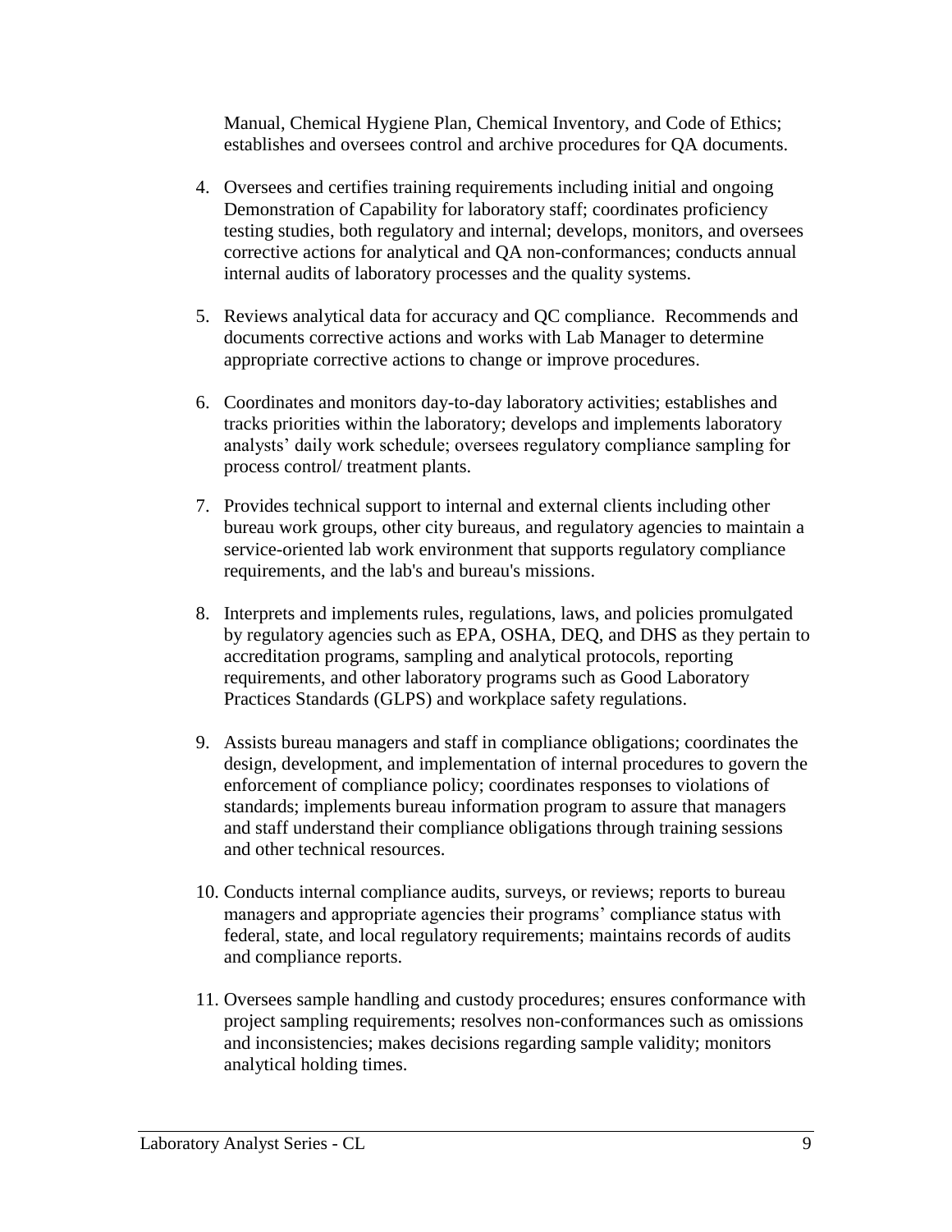Manual, Chemical Hygiene Plan, Chemical Inventory, and Code of Ethics; establishes and oversees control and archive procedures for QA documents.

4. Oversees and certifies training requirements including initial and ongoing Demonstration of Capability for laboratory staff; coordinates proficiency testing studies, both regulatory and internal; develops, monitors, and oversees corrective actions for analytical and QA non-conformances; conducts annual internal audits of laboratory processes and the quality systems.

5. Reviews analytical data for accuracy and QC compliance. Recommends and documents corrective actions and works with Lab Manager to determine appropriate corrective actions to change or improve procedures.

6. Coordinates and monitors day-to-day laboratory activities; establishes and tracks priorities within the laboratory; develops and implements laboratory analysts' daily work schedule; oversees regulatory compliance sampling for process control/ treatment plants.

7. Provides technical support to internal and external clients including other bureau work groups, other city bureaus, and regulatory agencies to maintain a service-oriented lab work environment that supports regulatory compliance requirements, and the lab's and bureau's missions.

8. Interprets and implements rules, regulations, laws, and policies promulgated by regulatory agencies such as EPA, OSHA, DEQ, and DHS as they pertain to accreditation programs, sampling and analytical protocols, reporting requirements, and other laboratory programs such as Good Laboratory Practices Standards (GLPS) and workplace safety regulations.

9. Assists bureau managers and staff in compliance obligations; coordinates the design, development, and implementation of internal procedures to govern the enforcement of compliance policy; coordinates responses to violations of standards; implements bureau information program to assure that managers and staff understand their compliance obligations through training sessions and other technical resources.

10. Conducts internal compliance audits, surveys, or reviews; reports to bureau managers and appropriate agencies their programs' compliance status with federal, state, and local regulatory requirements; maintains records of audits and compliance reports.

11. Oversees sample handling and custody procedures; ensures conformance with project sampling requirements; resolves non-conformances such as omissions and inconsistencies; makes decisions regarding sample validity; monitors analytical holding times.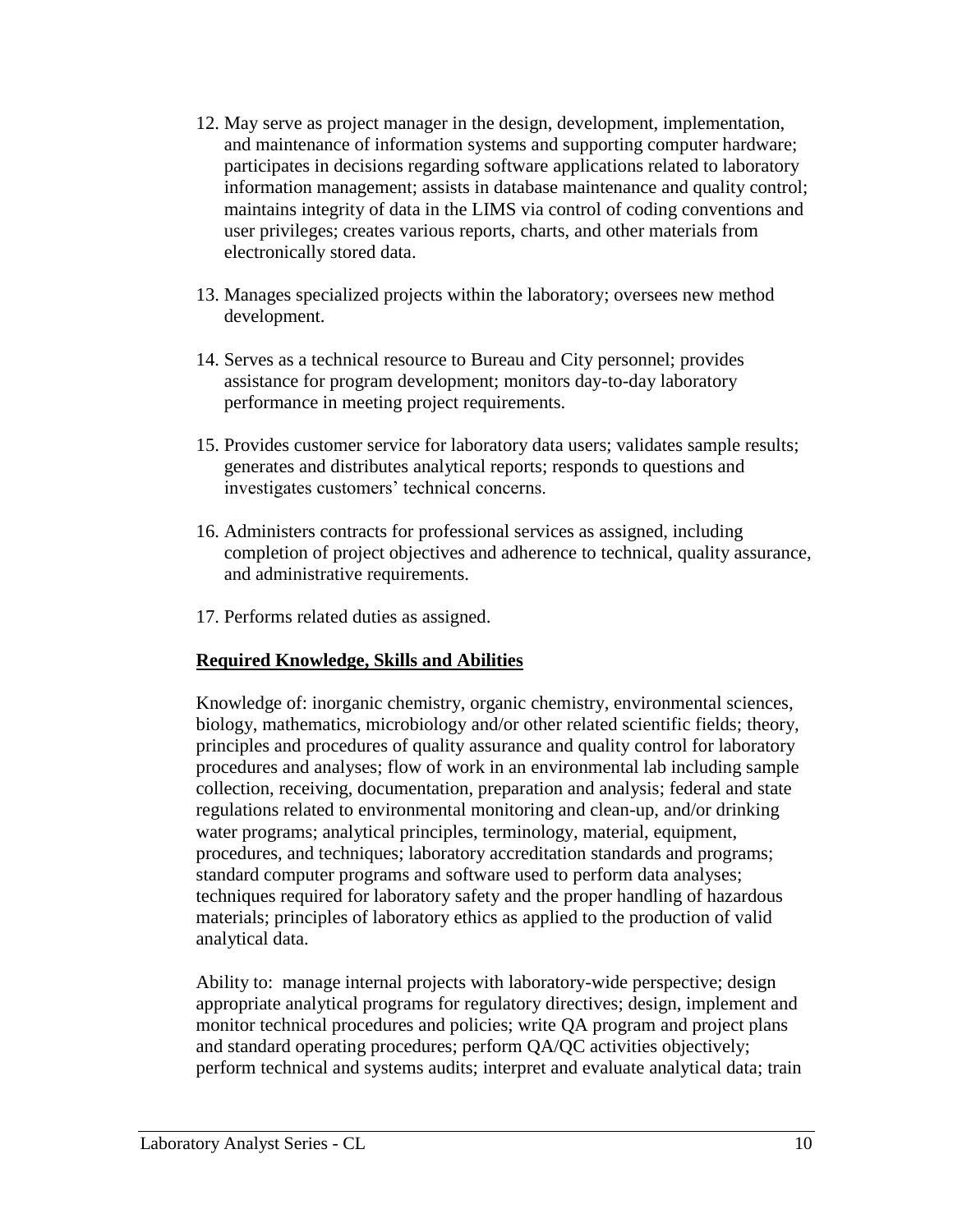12. May serve as project manager in the design, development, implementation, and maintenance of information systems and supporting computer hardware; participates in decisions regarding software applications related to laboratory information management; assists in database maintenance and quality control; maintains integrity of data in the LIMS via control of coding conventions and user privileges; creates various reports, charts, and other materials from electronically stored data.

13. Manages specialized projects within the laboratory; oversees new method development.

14. Serves as a technical resource to Bureau and City personnel; provides assistance for program development; monitors day-to-day laboratory performance in meeting project requirements.

15. Provides customer service for laboratory data users; validates sample results; generates and distributes analytical reports; responds to questions and investigates customers' technical concerns.

16. Administers contracts for professional services as assigned, including completion of project objectives and adherence to technical, quality assurance, and administrative requirements.

17. Performs related duties as assigned.

**Required Knowledge, Skills and Abilities**

Knowledge of: inorganic chemistry, organic chemistry, environmental sciences, biology, mathematics, microbiology and/or other related scientific fields; theory, principles and procedures of quality assurance and quality control for laboratory procedures and analyses; flow of work in an environmental lab including sample collection, receiving, documentation, preparation and analysis; federal and state regulations related to environmental monitoring and clean-up, and/or drinking water programs; analytical principles, terminology, material, equipment, procedures, and techniques; laboratory accreditation standards and programs; standard computer programs and software used to perform data analyses; techniques required for laboratory safety and the proper handling of hazardous materials; principles of laboratory ethics as applied to the production of valid analytical data.

Ability to: manage internal projects with laboratory-wide perspective; design appropriate analytical programs for regulatory directives; design, implement and monitor technical procedures and policies; write QA program and project plans and standard operating procedures; perform QA/QC activities objectively; perform technical and systems audits; interpret and evaluate analytical data; train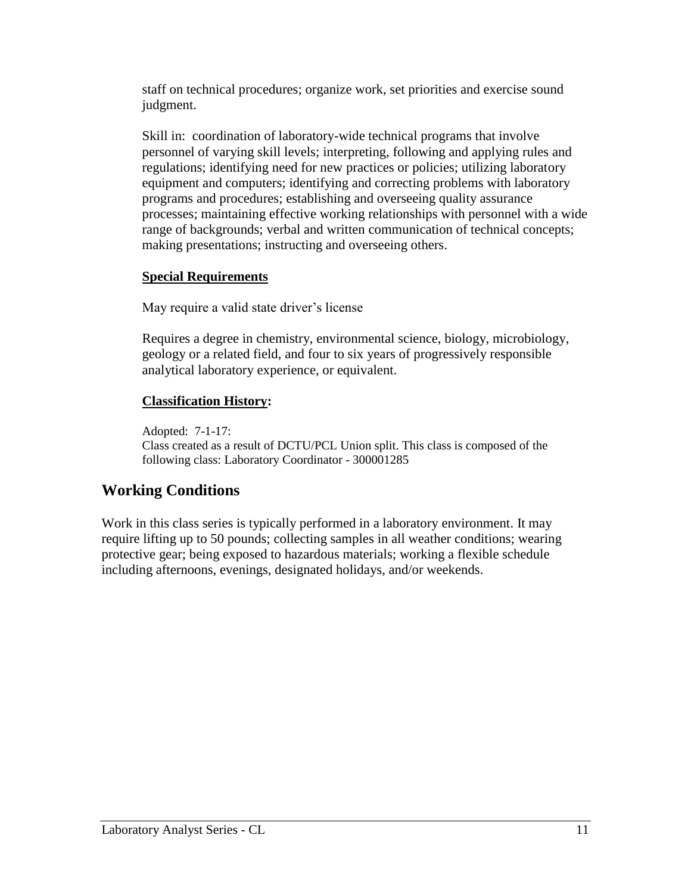staff on technical procedures; organize work, set priorities and exercise sound judgment.

Skill in: coordination of laboratory-wide technical programs that involve personnel of varying skill levels; interpreting, following and applying rules and regulations; identifying need for new practices or policies; utilizing laboratory equipment and computers; identifying and correcting problems with laboratory programs and procedures; establishing and overseeing quality assurance processes; maintaining effective working relationships with personnel with a wide range of backgrounds; verbal and written communication of technical concepts; making presentations; instructing and overseeing others.

**Special Requirements**

May require a valid state driver's license

Requires a degree in chemistry, environmental science, biology, microbiology, geology or a related field, and four to six years of progressively responsible analytical laboratory experience, or equivalent.

**Classification History:**

Adopted: 7-1-17:
Class created as a result of DCTU/PCL Union split. This class is composed of the following class: Laboratory Coordinator - 300001285

## Working Conditions

Work in this class series is typically performed in a laboratory environment. It may require lifting up to 50 pounds; collecting samples in all weather conditions; wearing protective gear; being exposed to hazardous materials; working a flexible schedule including afternoons, evenings, designated holidays, and/or weekends.